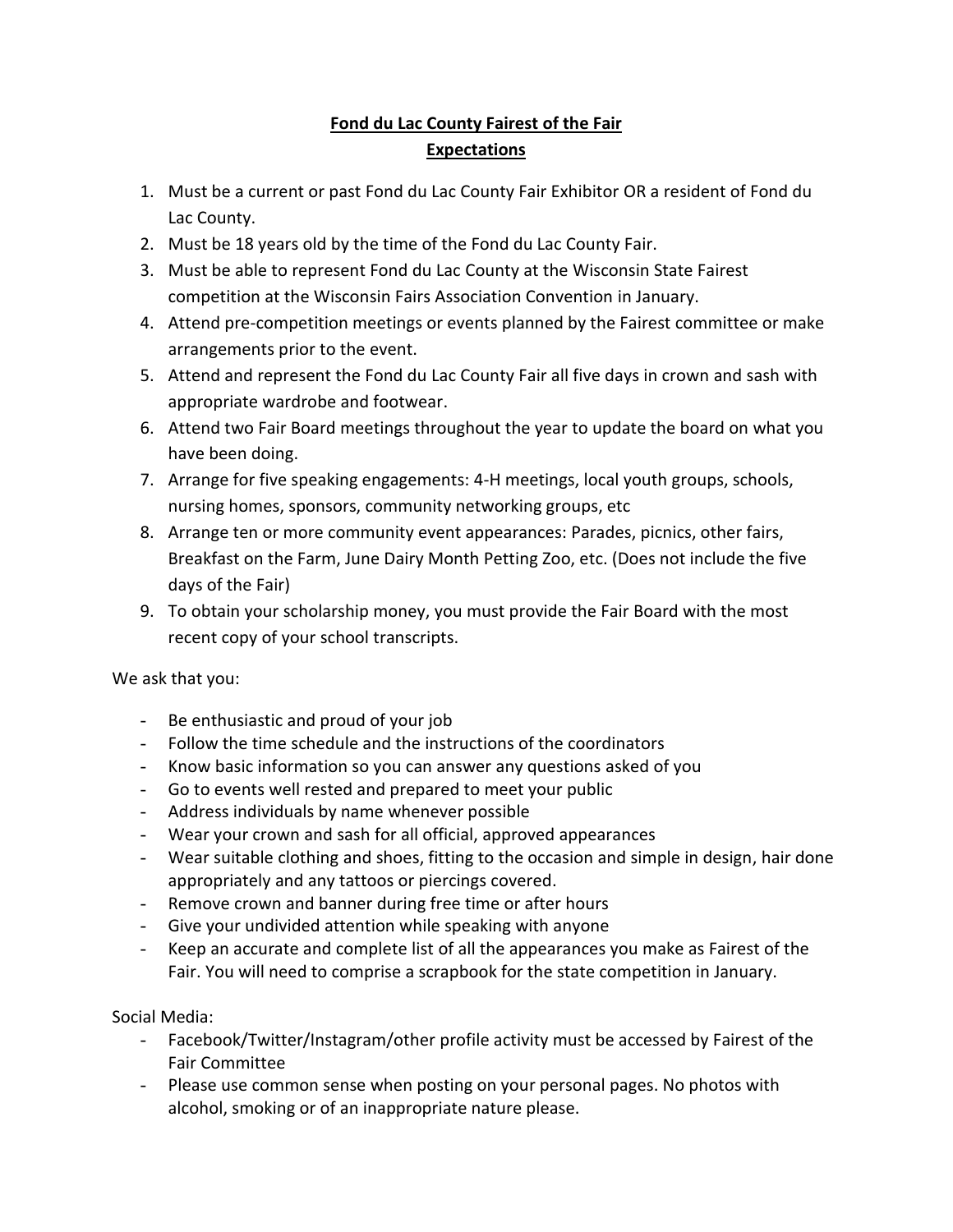# **Fond du Lac County Fairest of the Fair**

## **Expectations**

1. Must be a current or past Fond du Lac County Fair Exhibitor OR a resident of Fond du Lac County.
2. Must be 18 years old by the time of the Fond du Lac County Fair.
3. Must be able to represent Fond du Lac County at the Wisconsin State Fairest competition at the Wisconsin Fairs Association Convention in January.
4. Attend pre-competition meetings or events planned by the Fairest committee or make arrangements prior to the event.
5. Attend and represent the Fond du Lac County Fair all five days in crown and sash with appropriate wardrobe and footwear.
6. Attend two Fair Board meetings throughout the year to update the board on what you have been doing.
7. Arrange for five speaking engagements: 4-H meetings, local youth groups, schools, nursing homes, sponsors, community networking groups, etc
8. Arrange ten or more community event appearances: Parades, picnics, other fairs, Breakfast on the Farm, June Dairy Month Petting Zoo, etc. (Does not include the five days of the Fair)
9. To obtain your scholarship money, you must provide the Fair Board with the most recent copy of your school transcripts.

We ask that you:

- Be enthusiastic and proud of your job
- Follow the time schedule and the instructions of the coordinators
- Know basic information so you can answer any questions asked of you
- Go to events well rested and prepared to meet your public
- Address individuals by name whenever possible
- Wear your crown and sash for all official, approved appearances
- Wear suitable clothing and shoes, fitting to the occasion and simple in design, hair done appropriately and any tattoos or piercings covered.
- Remove crown and banner during free time or after hours
- Give your undivided attention while speaking with anyone
- Keep an accurate and complete list of all the appearances you make as Fairest of the Fair. You will need to comprise a scrapbook for the state competition in January.

Social Media:

- Facebook/Twitter/Instagram/other profile activity must be accessed by Fairest of the Fair Committee
- Please use common sense when posting on your personal pages. No photos with alcohol, smoking or of an inappropriate nature please.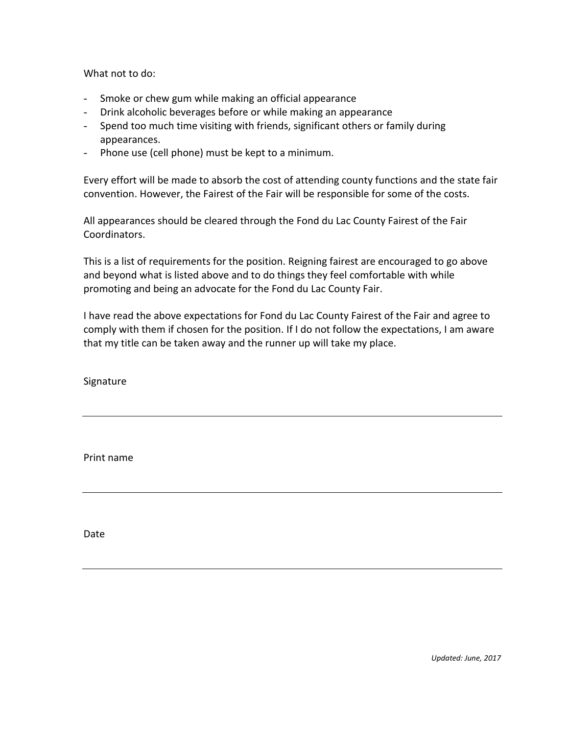What not to do:

- Smoke or chew gum while making an official appearance
- Drink alcoholic beverages before or while making an appearance
- Spend too much time visiting with friends, significant others or family during appearances.
- Phone use (cell phone) must be kept to a minimum.

Every effort will be made to absorb the cost of attending county functions and the state fair convention. However, the Fairest of the Fair will be responsible for some of the costs.

All appearances should be cleared through the Fond du Lac County Fairest of the Fair Coordinators.

This is a list of requirements for the position. Reigning fairest are encouraged to go above and beyond what is listed above and to do things they feel comfortable with while promoting and being an advocate for the Fond du Lac County Fair.

I have read the above expectations for Fond du Lac County Fairest of the Fair and agree to comply with them if chosen for the position. If I do not follow the expectations, I am aware that my title can be taken away and the runner up will take my place.

Signature

_______________________________________________

Print name

_______________________________________________

Date

_______________________________________________

*Updated: June, 2017*